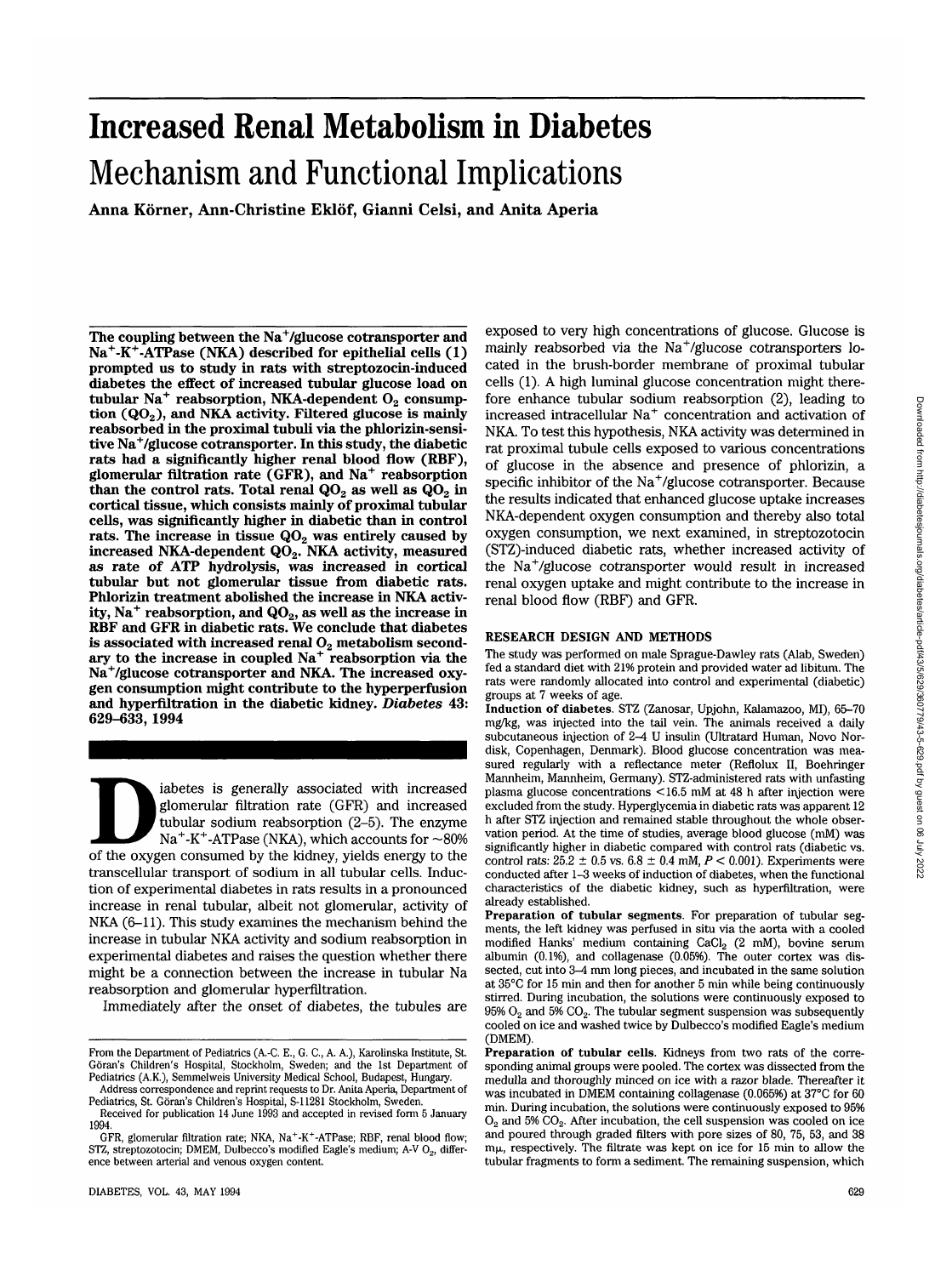# Increased Renal Metabolism in Diabetes

## Mechanism and Functional Implications

**Anna Körner, Ann-Christine Eklöf, Gianni Celsi, and Anita Aperia**

**The coupling between the $Na^+$/glucose cotransporter and $Na^+$-$K^+$-ATPase (NKA) described for epithelial cells (1) prompted us to study in rats with streptozocin-induced diabetes the effect of increased tubular glucose load on tubular $Na^+$ reabsorption, NKA-dependent $O_2$ consumption ($QO_2$), and NKA activity. Filtered glucose is mainly reabsorbed in the proximal tubuli via the phlorizin-sensitive $Na^+$/glucose cotransporter. In this study, the diabetic rats had a significantly higher renal blood flow (RBF), glomerular filtration rate (GFR), and $Na^+$ reabsorption than the control rats. Total renal $QO_2$ as well as $QO_2$ in cortical tissue, which consists mainly of proximal tubular cells, was significantly higher in diabetic than in control rats. The increase in tissue $QO_2$ was entirely caused by increased NKA-dependent $QO_2$. NKA activity, measured as rate of ATP hydrolysis, was increased in cortical tubular but not glomerular tissue from diabetic rats. Phlorizin treatment abolished the increase in NKA activity, $Na^+$ reabsorption, and $QO_2$, as well as the increase in RBF and GFR in diabetic rats. We conclude that diabetes is associated with increased renal $O_2$ metabolism secondary to the increase in coupled $Na^+$ reabsorption via the $Na^+$/glucose cotransporter and NKA. The increased oxygen consumption might contribute to the hyperperfusion and hyperfiltration in the diabetic kidney.** *Diabetes* **43: 629–633, 1994**

Diabetes is generally associated with increased glomerular filtration rate (GFR) and increased tubular sodium reabsorption (2–5). The enzyme $Na^+$-$K^+$-ATPase (NKA), which accounts for ~80% of the oxygen consumed by the kidney, yields energy to the transcellular transport of sodium in all tubular cells. Induction of experimental diabetes in rats results in a pronounced increase in renal tubular, albeit not glomerular, activity of NKA (6–11). This study examines the mechanism behind the increase in tubular NKA activity and sodium reabsorption in experimental diabetes and raises the question whether there might be a connection between the increase in tubular Na reabsorption and glomerular hyperfiltration.

Immediately after the onset of diabetes, the tubules are exposed to very high concentrations of glucose. Glucose is mainly reabsorbed via the $Na^+$/glucose cotransporters located in the brush-border membrane of proximal tubular cells (1). A high luminal glucose concentration might therefore enhance tubular sodium reabsorption (2), leading to increased intracellular $Na^+$ concentration and activation of NKA. To test this hypothesis, NKA activity was determined in rat proximal tubule cells exposed to various concentrations of glucose in the absence and presence of phlorizin, a specific inhibitor of the $Na^+$/glucose cotransporter. Because the results indicated that enhanced glucose uptake increases NKA-dependent oxygen consumption and thereby also total oxygen consumption, we next examined, in streptozotocin (STZ)-induced diabetic rats, whether increased activity of the $Na^+$/glucose cotransporter would result in increased renal oxygen uptake and might contribute to the increase in renal blood flow (RBF) and GFR.

## RESEARCH DESIGN AND METHODS

The study was performed on male Sprague-Dawley rats (Alab, Sweden) fed a standard diet with 21% protein and provided water ad libitum. The rats were randomly allocated into control and experimental (diabetic) groups at 7 weeks of age.

**Induction of diabetes.** STZ (Zanosar, Upjohn, Kalamazoo, MI), 65–70 mg/kg, was injected into the tail vein. The animals received a daily subcutaneous injection of 2–4 U insulin (Ultratard Human, Novo Nordisk, Copenhagen, Denmark). Blood glucose concentration was measured regularly with a reflectance meter (Reflolux II, Boehringer Mannheim, Mannheim, Germany). STZ-administered rats with unfasting plasma glucose concentrations <16.5 mM at 48 h after injection were excluded from the study. Hyperglycemia in diabetic rats was apparent 12 h after STZ injection and remained stable throughout the whole observation period. At the time of studies, average blood glucose (mM) was significantly higher in diabetic compared with control rats (diabetic vs. control rats: 25.2 ± 0.5 vs. 6.8 ± 0.4 mM, $P < 0.001$). Experiments were conducted after 1–3 weeks of induction of diabetes, when the functional characteristics of the diabetic kidney, such as hyperfiltration, were already established.

**Preparation of tubular segments.** For preparation of tubular segments, the left kidney was perfused in situ via the aorta with a cooled modified Hanks' medium containing $CaCl_2$ (2 mM), bovine serum albumin (0.1%), and collagenase (0.05%). The outer cortex was dissected, cut into 3–4 mm long pieces, and incubated in the same solution at 35°C for 15 min and then for another 5 min while being continuously stirred. During incubation, the solutions were continuously exposed to 95% $O_2$ and 5% $CO_2$. The tubular segment suspension was subsequently cooled on ice and washed twice by Dulbecco's modified Eagle's medium (DMEM).

**Preparation of tubular cells.** Kidneys from two rats of the corresponding animal groups were pooled. The cortex was dissected from the medulla and thoroughly minced on ice with a razor blade. Thereafter it was incubated in DMEM containing collagenase (0.065%) at 37°C for 60 min. During incubation, the solutions were continuously exposed to 95% $O_2$ and 5% $CO_2$. After incubation, the cell suspension was cooled on ice and poured through graded filters with pore sizes of 80, 75, 53, and 38 mμ, respectively. The filtrate was kept on ice for 15 min to allow the tubular fragments to form a sediment. The remaining suspension, which

From the Department of Pediatrics (A.-C. E., G. C., A. A.), Karolinska Institute, St. Göran's Children's Hospital, Stockholm, Sweden; and the 1st Department of Pediatrics (A.K.), Semmelweis University Medical School, Budapest, Hungary.

Address correspondence and reprint requests to Dr. Anita Aperia, Department of Pediatrics, St. Göran's Children's Hospital, S-11281 Stockholm, Sweden.

Received for publication 14 June 1993 and accepted in revised form 5 January 1994.

GFR, glomerular filtration rate; NKA, $Na^+$-$K^+$-ATPase; RBF, renal blood flow; STZ, streptozotocin; DMEM, Dulbecco's modified Eagle's medium; A-V $O_2$, difference between arterial and venous oxygen content.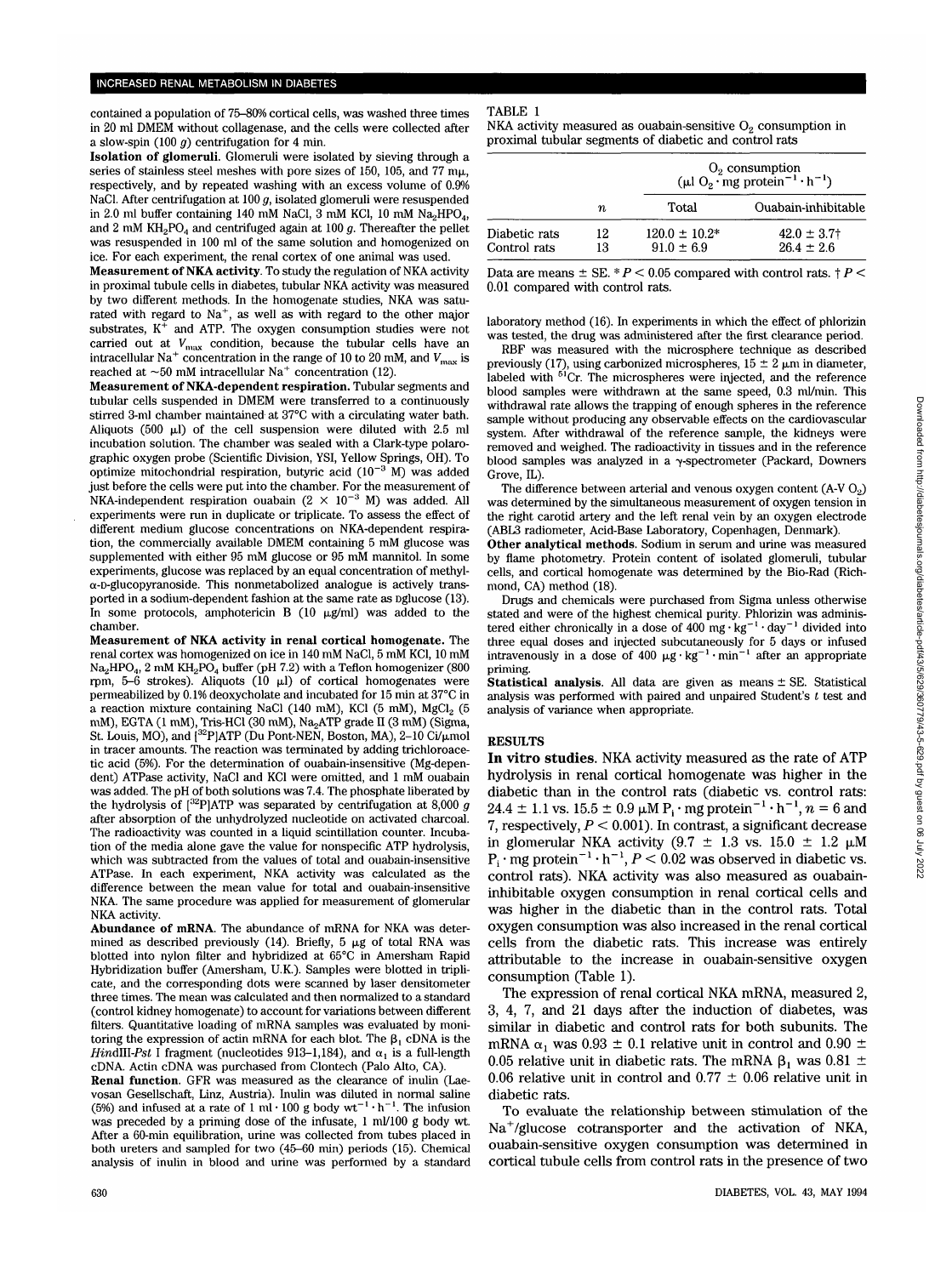contained a population of 75–80% cortical cells, was washed three times in 20 ml DMEM without collagenase, and the cells were collected after a slow-spin (100 *g*) centrifugation for 4 min.

**Isolation of glomeruli.** Glomeruli were isolated by sieving through a series of stainless steel meshes with pore sizes of 150, 105, and 77 mμ, respectively, and by repeated washing with an excess volume of 0.9% NaCl. After centrifugation at 100 *g*, isolated glomeruli were resuspended in 2.0 ml buffer containing 140 mM NaCl, 3 mM KCl, 10 mM $Na_2HPO_4$, and 2 mM $KH_2PO_4$, and centrifuged again at 100 *g*. Thereafter the pellet was resuspended in 100 ml of the same solution and homogenized on ice. For each experiment, the renal cortex of one animal was used.

**Measurement of NKA activity.** To study the regulation of NKA activity in proximal tubule cells in diabetes, tubular NKA activity was measured by two different methods. In the homogenate studies, NKA was saturated with regard to $Na^+$, as well as with regard to the other major substrates, $K^+$ and ATP. The oxygen consumption studies were not carried out at $V_{max}$ condition, because the tubular cells have an intracellular $Na^+$ concentration in the range of 10 to 20 mM, and $V_{max}$ is reached at ~50 mM intracellular $Na^+$ concentration (12).

**Measurement of NKA-dependent respiration.** Tubular segments and tubular cells suspended in DMEM were transferred to a continuously stirred 3-ml chamber maintained at 37°C with a circulating water bath. Aliquots (500 μl) of the cell suspension were diluted with 2.5 ml incubation solution. The chamber was sealed with a Clark-type polarographic oxygen probe (Scientific Division, YSI, Yellow Springs, OH). To optimize mitochondrial respiration, butyric acid ($10^{-3}$ M) was added just before the cells were put into the chamber. For the measurement of NKA-independent respiration ouabain ($2 \times 10^{-3}$ M) was added. All experiments were run in duplicate or triplicate. To assess the effect of different medium glucose concentrations on NKA-dependent respiration, the commercially available DMEM containing 5 mM glucose was supplemented with either 95 mM glucose or 95 mM mannitol. In some experiments, glucose was replaced by an equal concentration of methyl-α-D-glucopyranoside. This nonmetabolized analogue is actively transported in a sodium-dependent fashion at the same rate as Dglucose (13). In some protocols, amphotericin B (10 μg/ml) was added to the chamber.

**Measurement of NKA activity in renal cortical homogenate.** The renal cortex was homogenized on ice in 140 mM NaCl, 5 mM KCl, 10 mM $Na_2HPO_4$, 2 mM $KH_2PO_4$ buffer (pH 7.2) with a Teflon homogenizer (800 rpm, 5–6 strokes). Aliquots (10 μl) of cortical homogenates were permeabilized by 0.1% deoxycholate and incubated for 15 min at 37°C in a reaction mixture containing NaCl (140 mM), KCl (5 mM), $MgCl_2$ (5 mM), EGTA (1 mM), Tris-HCl (30 mM), $Na_2$ATP grade II (3 mM) (Sigma, St. Louis, MO), and [$^{32}$P]ATP (Du Pont-NEN, Boston, MA), 2–10 Ci/μmol in tracer amounts. The reaction was terminated by adding trichloroacetic acid (5%). For the determination of ouabain-insensitive (Mg-dependent) ATPase activity, NaCl and KCl were omitted, and 1 mM ouabain was added. The pH of both solutions was 7.4. The phosphate liberated by the hydrolysis of [$^{32}$P]ATP was separated by centrifugation at 8,000 *g* after absorption of the unhydrolyzed nucleotide on activated charcoal. The radioactivity was counted in a liquid scintillation counter. Incubation of the media alone gave the value for nonspecific ATP hydrolysis, which was subtracted from the values of total and ouabain-insensitive ATPase. In each experiment, NKA activity was calculated as the difference between the mean value for total and ouabain-insensitive NKA. The same procedure was applied for measurement of glomerular NKA activity.

**Abundance of mRNA.** The abundance of mRNA for NKA was determined as described previously (14). Briefly, 5 μg of total RNA was blotted into nylon filter and hybridized at 65°C in Amersham Rapid Hybridization buffer (Amersham, U.K.). Samples were blotted in triplicate, and the corresponding dots were scanned by laser densitometer three times. The mean was calculated and then normalized to a standard (control kidney homogenate) to account for variations between different filters. Quantitative loading of mRNA samples was evaluated by monitoring the expression of actin mRNA for each blot. The $\beta_1$ cDNA is the *Hin*dIII-*Pst* I fragment (nucleotides 913–1,184), and $\alpha_1$ is a full-length cDNA. Actin cDNA was purchased from Clontech (Palo Alto, CA).

**Renal function.** GFR was measured as the clearance of inulin (Laevosan Gesellschaft, Linz, Austria). Inulin was diluted in normal saline (5%) and infused at a rate of 1 ml · 100 g body $wt^{-1} \cdot h^{-1}$. The infusion was preceded by a priming dose of the infusate, 1 ml/100 g body wt. After a 60-min equilibration, urine was collected from tubes placed in both ureters and sampled for two (45–60 min) periods (15). Chemical analysis of inulin in blood and urine was performed by a standard laboratory method (16). In experiments in which the effect of phlorizin was tested, the drug was administered after the first clearance period.

RBF was measured with the microsphere technique as described previously (17), using carbonized microspheres, 15 ± 2 μm in diameter, labeled with $^{51}$Cr. The microspheres were injected, and the reference blood samples were withdrawn at the same speed, 0.3 ml/min. This withdrawal rate allows the trapping of enough spheres in the reference sample without producing any observable effects on the cardiovascular system. After withdrawal of the reference sample, the kidneys were removed and weighed. The radioactivity in tissues and in the reference blood samples was analyzed in a γ-spectrometer (Packard, Downers Grove, IL).

The difference between arterial and venous oxygen content (A-V $O_2$) was determined by the simultaneous measurement of oxygen tension in the right carotid artery and the left renal vein by an oxygen electrode (ABL3 radiometer, Acid-Base Laboratory, Copenhagen, Denmark).

**Other analytical methods.** Sodium in serum and urine was measured by flame photometry. Protein content of isolated glomeruli, tubular cells, and cortical homogenate was determined by the Bio-Rad (Richmond, CA) method (18).

Drugs and chemicals were purchased from Sigma unless otherwise stated and were of the highest chemical purity. Phlorizin was administered either chronically in a dose of 400 mg · $kg^{-1} \cdot day^{-1}$ divided into three equal doses and injected subcutaneously for 5 days or infused intravenously in a dose of 400 μg · $kg^{-1} \cdot min^{-1}$ after an appropriate priming.

**Statistical analysis.** All data are given as means ± SE. Statistical analysis was performed with paired and unpaired Student's *t* test and analysis of variance when appropriate.

## RESULTS

**In vitro studies.** NKA activity measured as the rate of ATP hydrolysis in renal cortical homogenate was higher in the diabetic than in the control rats (diabetic vs. control rats: 24.4 ± 1.1 vs. 15.5 ± 0.9 μM $P_i$ · mg $protein^{-1} \cdot h^{-1}$, $n$ = 6 and 7, respectively, $P < 0.001$). In contrast, a significant decrease in glomerular NKA activity (9.7 ± 1.3 vs. 15.0 ± 1.2 μM $P_i$ · mg $protein^{-1} \cdot h^{-1}$, $P < 0.02$ was observed in diabetic vs. control rats). NKA activity was also measured as ouabain-inhibitable oxygen consumption in renal cortical cells and was higher in the diabetic than in the control rats. Total oxygen consumption was also increased in the renal cortical cells from the diabetic rats. This increase was entirely attributable to the increase in ouabain-sensitive oxygen consumption (Table 1).

TABLE 1

NKA activity measured as ouabain-sensitive $O_2$ consumption in proximal tubular segments of diabetic and control rats

| | | $O_2$ consumption (μl $O_2$ · mg $protein^{-1} \cdot h^{-1}$) | |
|---|---|---|---|
| | $n$ | Total | Ouabain-inhibitable |
| Diabetic rats | 12 | 120.0 ± 10.2* | 42.0 ± 3.7† |
| Control rats | 13 | 91.0 ± 6.9 | 26.4 ± 2.6 |

Data are means ± SE. *$P < 0.05$ compared with control rats. †$P < 0.01$ compared with control rats.

The expression of renal cortical NKA mRNA, measured 2, 3, 4, 7, and 21 days after the induction of diabetes, was similar in diabetic and control rats for both subunits. The mRNA $\alpha_1$ was 0.93 ± 0.1 relative unit in control and 0.90 ± 0.05 relative unit in diabetic rats. The mRNA $\beta_1$ was 0.81 ± 0.06 relative unit in control and 0.77 ± 0.06 relative unit in diabetic rats.

To evaluate the relationship between stimulation of the $Na^+$/glucose cotransporter and the activation of NKA, ouabain-sensitive oxygen consumption was determined in cortical tubule cells from control rats in the presence of two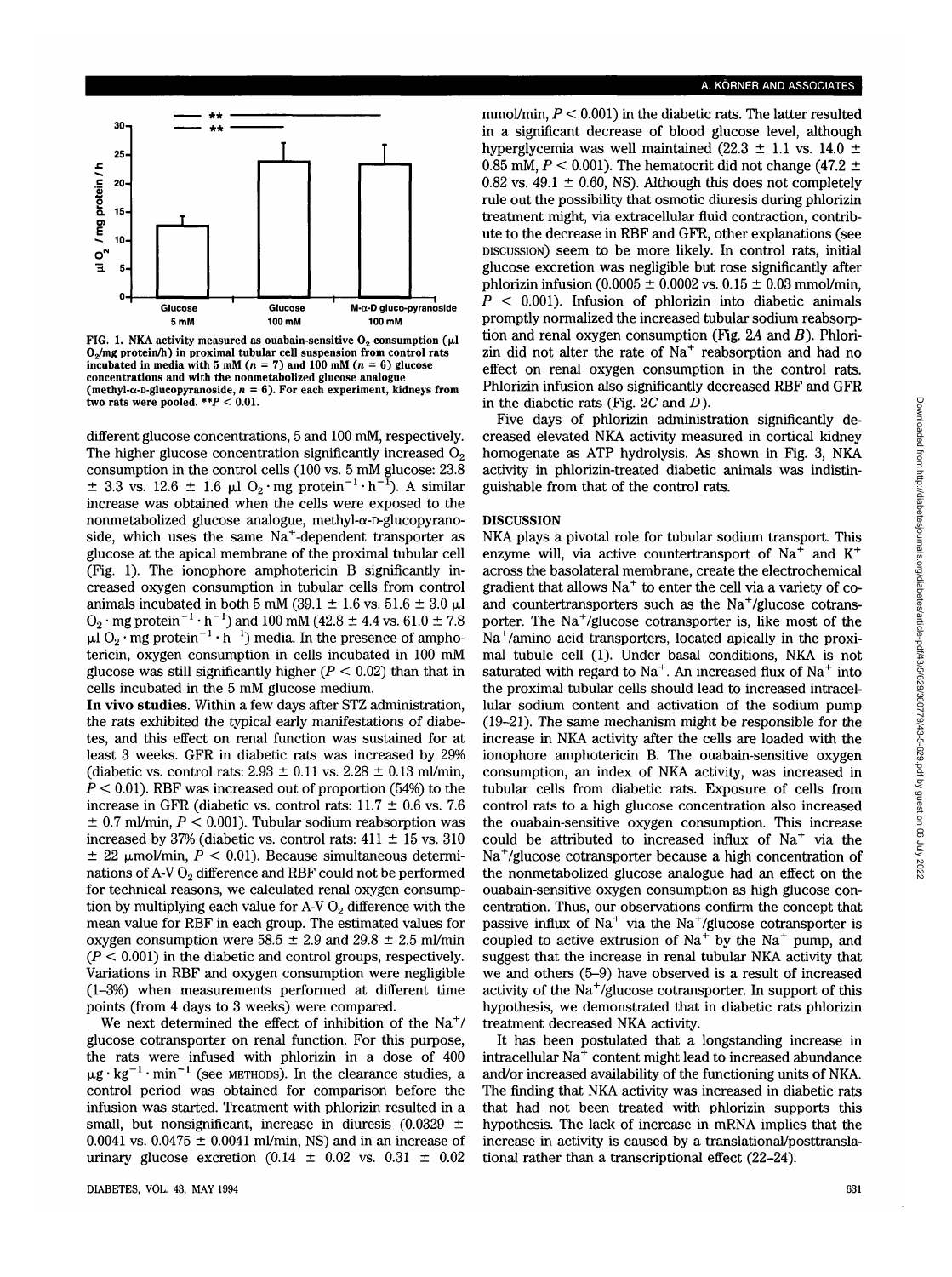30
25
20
15
10
5
0
μl O2 / mg protein / h
Glucose 5 mM
Glucose 100 mM
M-α-D gluco-pyranoside 100 mM
**
**

FIG. 1. NKA activity measured as ouabain-sensitive $O_2$ consumption (μl $O_2$/mg protein/h) in proximal tubular cell suspension from control rats incubated in media with 5 mM ($n = 7$) and 100 mM ($n = 6$) glucose concentrations and with the nonmetabolized glucose analogue (methyl-α-D-glucopyranoside, $n = 6$). For each experiment, kidneys from two rats were pooled. $^{**}P < 0.01$.

different glucose concentrations, 5 and 100 mM, respectively. The higher glucose concentration significantly increased $O_2$ consumption in the control cells (100 vs. 5 mM glucose: 23.8 ± 3.3 vs. 12.6 ± 1.6 μl $O_2 \cdot$ mg protein$^{-1} \cdot$ h$^{-1}$). A similar increase was obtained when the cells were exposed to the nonmetabolized glucose analogue, methyl-α-D-glucopyranoside, which uses the same $Na^+$-dependent transporter as glucose at the apical membrane of the proximal tubular cell (Fig. 1). The ionophore amphotericin B significantly increased oxygen consumption in tubular cells from control animals incubated in both 5 mM (39.1 ± 1.6 vs. 51.6 ± 3.0 μl $O_2 \cdot$ mg protein$^{-1} \cdot$ h$^{-1}$) and 100 mM (42.8 ± 4.4 vs. 61.0 ± 7.8 μl $O_2 \cdot$ mg protein$^{-1} \cdot$ h$^{-1}$) media. In the presence of amphotericin, oxygen consumption in cells incubated in 100 mM glucose was still significantly higher ($P < 0.02$) than that in cells incubated in the 5 mM glucose medium.

**In vivo studies.** Within a few days after STZ administration, the rats exhibited the typical early manifestations of diabetes, and this effect on renal function was sustained for at least 3 weeks. GFR in diabetic rats was increased by 29% (diabetic vs. control rats: 2.93 ± 0.11 vs. 2.28 ± 0.13 ml/min, $P < 0.01$). RBF was increased out of proportion (54%) to the increase in GFR (diabetic vs. control rats: 11.7 ± 0.6 vs. 7.6 ± 0.7 ml/min, $P < 0.001$). Tubular sodium reabsorption was increased by 37% (diabetic vs. control rats: 411 ± 15 vs. 310 ± 22 μmol/min, $P < 0.01$). Because simultaneous determinations of A-V $O_2$ difference and RBF could not be performed for technical reasons, we calculated renal oxygen consumption by multiplying each value for A-V $O_2$ difference with the mean value for RBF in each group. The estimated values for oxygen consumption were 58.5 ± 2.9 and 29.8 ± 2.5 ml/min ($P < 0.001$) in the diabetic and control groups, respectively. Variations in RBF and oxygen consumption were negligible (1–3%) when measurements performed at different time points (from 4 days to 3 weeks) were compared.

We next determined the effect of inhibition of the $Na^+$/glucose cotransporter on renal function. For this purpose, the rats were infused with phlorizin in a dose of 400 μg $\cdot$ kg$^{-1} \cdot$ min$^{-1}$ (see METHODS). In the clearance studies, a control period was obtained for comparison before the infusion was started. Treatment with phlorizin resulted in a small, but nonsignificant, increase in diuresis (0.0329 ± 0.0041 vs. 0.0475 ± 0.0041 ml/min, NS) and in an increase of urinary glucose excretion (0.14 ± 0.02 vs. 0.31 ± 0.02 mmol/min, $P < 0.001$) in the diabetic rats. The latter resulted in a significant decrease of blood glucose level, although hyperglycemia was well maintained (22.3 ± 1.1 vs. 14.0 ± 0.85 mM, $P < 0.001$). The hematocrit did not change (47.2 ± 0.82 vs. 49.1 ± 0.60, NS). Although this does not completely rule out the possibility that osmotic diuresis during phlorizin treatment might, via extracellular fluid contraction, contribute to the decrease in RBF and GFR, other explanations (see DISCUSSION) seem to be more likely. In control rats, initial glucose excretion was negligible but rose significantly after phlorizin infusion (0.0005 ± 0.0002 vs. 0.15 ± 0.03 mmol/min, $P < 0.001$). Infusion of phlorizin into diabetic animals promptly normalized the increased tubular sodium reabsorption and renal oxygen consumption (Fig. 2*A* and *B*). Phlorizin did not alter the rate of $Na^+$ reabsorption and had no effect on renal oxygen consumption in the control rats. Phlorizin infusion also significantly decreased RBF and GFR in the diabetic rats (Fig. 2*C* and *D*).

Five days of phlorizin administration significantly decreased elevated NKA activity measured in cortical kidney homogenate as ATP hydrolysis. As shown in Fig. 3, NKA activity in phlorizin-treated diabetic animals was indistinguishable from that of the control rats.

## DISCUSSION

NKA plays a pivotal role for tubular sodium transport. This enzyme will, via active countertransport of $Na^+$ and $K^+$ across the basolateral membrane, create the electrochemical gradient that allows $Na^+$ to enter the cell via a variety of co- and countertransporters such as the $Na^+$/glucose cotransporter. The $Na^+$/glucose cotransporter is, like most of the $Na^+$/amino acid transporters, located apically in the proximal tubule cell (1). Under basal conditions, NKA is not saturated with regard to $Na^+$. An increased flux of $Na^+$ into the proximal tubular cells should lead to increased intracellular sodium content and activation of the sodium pump (19–21). The same mechanism might be responsible for the increase in NKA activity after the cells are loaded with the ionophore amphotericin B. The ouabain-sensitive oxygen consumption, an index of NKA activity, was increased in tubular cells from diabetic rats. Exposure of cells from control rats to a high glucose concentration also increased the ouabain-sensitive oxygen consumption. This increase could be attributed to increased influx of $Na^+$ via the $Na^+$/glucose cotransporter because a high concentration of the nonmetabolized glucose analogue had an effect on the ouabain-sensitive oxygen consumption as high glucose concentration. Thus, our observations confirm the concept that passive influx of $Na^+$ via the $Na^+$/glucose cotransporter is coupled to active extrusion of $Na^+$ by the $Na^+$ pump, and suggest that the increase in renal tubular NKA activity that we and others (5–9) have observed is a result of increased activity of the $Na^+$/glucose cotransporter. In support of this hypothesis, we demonstrated that in diabetic rats phlorizin treatment decreased NKA activity.

It has been postulated that a longstanding increase in intracellular $Na^+$ content might lead to increased abundance and/or increased availability of the functioning units of NKA. The finding that NKA activity was increased in diabetic rats that had not been treated with phlorizin supports this hypothesis. The lack of increase in mRNA implies that the increase in activity is caused by a translational/posttranslational rather than a transcriptional effect (22–24).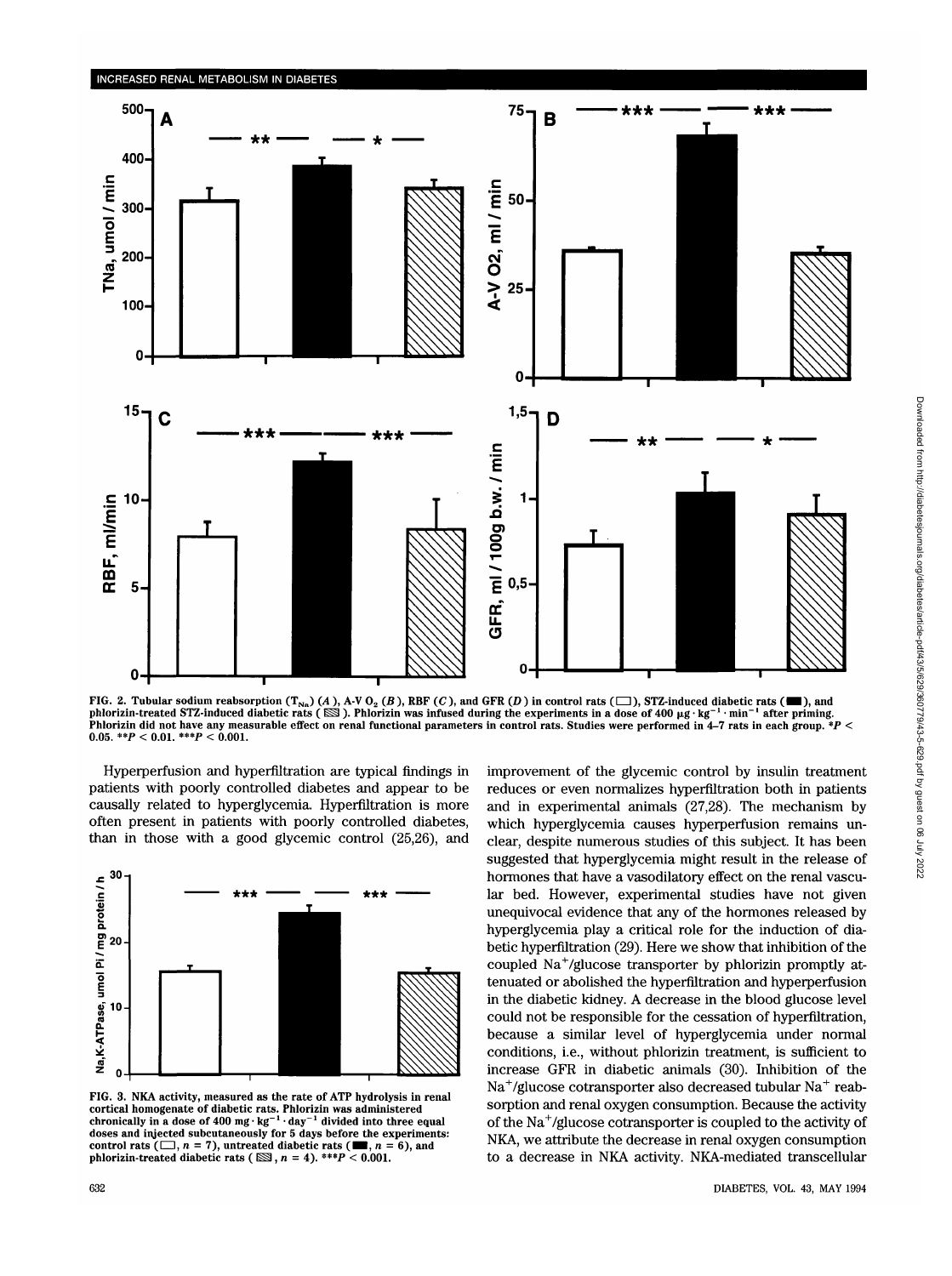A

500

400

300

200

100

0

TNa, umol / min

** *

B

75

50

25

0

A-V O2, ml / min

*** ***

C

15

10

5

0

RBF, ml/min

*** ***

D

1,5

1

0,5

0

GFR, ml / 100g b.w. / min

** *

FIG. 2. Tubular sodium reabsorption ($T_{Na}$) (*A*), A-V $O_2$ (*B*), RBF (*C*), and GFR (*D*) in control rats (□), STZ-induced diabetic rats (■), and phlorizin-treated STZ-induced diabetic rats (▨). Phlorizin was infused during the experiments in a dose of 400 $\mu g \cdot kg^{-1} \cdot min^{-1}$ after priming. Phlorizin did not have any measurable effect on renal functional parameters in control rats. Studies were performed in 4–7 rats in each group. $*P < 0.05$. $**P < 0.01$. $***P < 0.001$.

Hyperperfusion and hyperfiltration are typical findings in patients with poorly controlled diabetes and appear to be causally related to hyperglycemia. Hyperfiltration is more often present in patients with poorly controlled diabetes, than in those with a good glycemic control (25,26), and improvement of the glycemic control by insulin treatment reduces or even normalizes hyperfiltration both in patients and in experimental animals (27,28). The mechanism by which hyperglycemia causes hyperperfusion remains unclear, despite numerous studies of this subject. It has been suggested that hyperglycemia might result in the release of hormones that have a vasodilatory effect on the renal vascular bed. However, experimental studies have not given unequivocal evidence that any of the hormones released by hyperglycemia play a critical role for the induction of diabetic hyperfiltration (29). Here we show that inhibition of the coupled $Na^+$/glucose transporter by phlorizin promptly attenuated or abolished the hyperfiltration and hyperperfusion in the diabetic kidney. A decrease in the blood glucose level could not be responsible for the cessation of hyperfiltration, because a similar level of hyperglycemia under normal conditions, i.e., without phlorizin treatment, is sufficient to increase GFR in diabetic animals (30). Inhibition of the $Na^+$/glucose cotransporter also decreased tubular $Na^+$ reabsorption and renal oxygen consumption. Because the activity of the $Na^+$/glucose cotransporter is coupled to the activity of NKA, we attribute the decrease in renal oxygen consumption to a decrease in NKA activity. NKA-mediated transcellular

30

20

10

0

Na,K-ATPase, umol Pi / mg protein / h

*** ***

FIG. 3. NKA activity, measured as the rate of ATP hydrolysis in renal cortical homogenate of diabetic rats. Phlorizin was administered chronically in a dose of 400 $mg \cdot kg^{-1} \cdot day^{-1}$ divided into three equal doses and injected subcutaneously for 5 days before the experiments: control rats (□, $n = 7$), untreated diabetic rats (■, $n = 6$), and phlorizin-treated diabetic rats (▨, $n = 4$). $***P < 0.001$.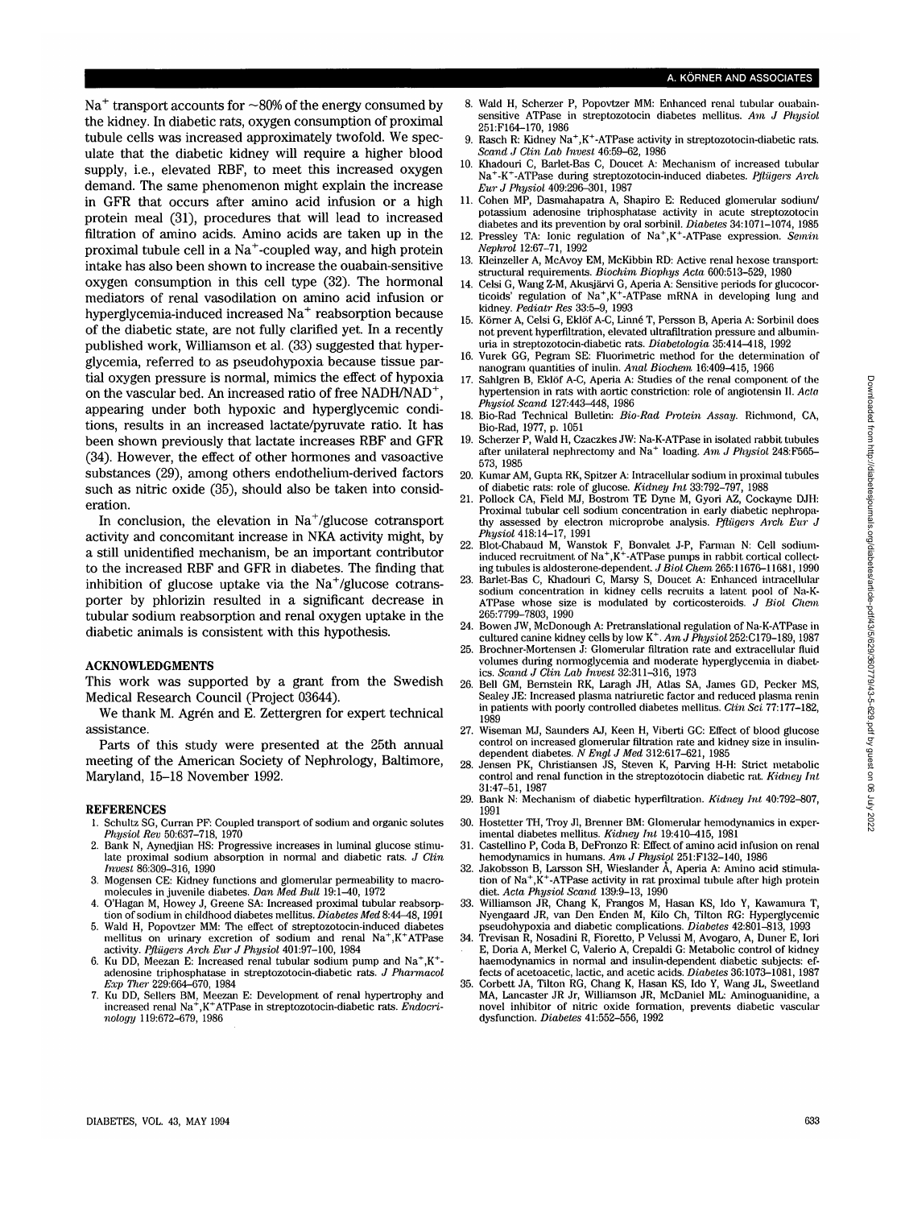$Na^+$ transport accounts for ~80% of the energy consumed by the kidney. In diabetic rats, oxygen consumption of proximal tubule cells was increased approximately twofold. We speculate that the diabetic kidney will require a higher blood supply, i.e., elevated RBF, to meet this increased oxygen demand. The same phenomenon might explain the increase in GFR that occurs after amino acid infusion or a high protein meal (31), procedures that will lead to increased filtration of amino acids. Amino acids are taken up in the proximal tubule cell in a $Na^+$-coupled way, and high protein intake has also been shown to increase the ouabain-sensitive oxygen consumption in this cell type (32). The hormonal mediators of renal vasodilation on amino acid infusion or hyperglycemia-induced increased $Na^+$ reabsorption because of the diabetic state, are not fully clarified yet. In a recently published work, Williamson et al. (33) suggested that hyperglycemia, referred to as pseudohypoxia because tissue partial oxygen pressure is normal, mimics the effect of hypoxia on the vascular bed. An increased ratio of free $NADH/NAD^+$, appearing under both hypoxic and hyperglycemic conditions, results in an increased lactate/pyruvate ratio. It has been shown previously that lactate increases RBF and GFR (34). However, the effect of other hormones and vasoactive substances (29), among others endothelium-derived factors such as nitric oxide (35), should also be taken into consideration.

In conclusion, the elevation in $Na^+$/glucose cotransport activity and concomitant increase in NKA activity might, by a still unidentified mechanism, be an important contributor to the increased RBF and GFR in diabetes. The finding that inhibition of glucose uptake via the $Na^+$/glucose cotransporter by phlorizin resulted in a significant decrease in tubular sodium reabsorption and renal oxygen uptake in the diabetic animals is consistent with this hypothesis.

## ACKNOWLEDGMENTS

This work was supported by a grant from the Swedish Medical Research Council (Project 03644).

We thank M. Agrén and E. Zettergren for expert technical assistance.

Parts of this study were presented at the 25th annual meeting of the American Society of Nephrology, Baltimore, Maryland, 15–18 November 1992.

## REFERENCES

1. Schultz SG, Curran PF: Coupled transport of sodium and organic solutes *Physiol Rev* 50:637–718, 1970
2. Bank N, Aynedjian HS: Progressive increases in luminal glucose stimulate proximal sodium absorption in normal and diabetic rats. *J Clin Invest* 86:309–316, 1990
3. Mogensen CE: Kidney functions and glomerular permeability to macromolecules in juvenile diabetes. *Dan Med Bull* 19:1–40, 1972
4. O'Hagan M, Howey J, Greene SA: Increased proximal tubular reabsorption of sodium in childhood diabetes mellitus. *Diabetes Med* 8:44–48, 1991
5. Wald H, Popovtzer MM: The effect of streptozotocin-induced diabetes mellitus on urinary excretion of sodium and renal $Na^+,K^+$ATPase activity. *Pflügers Arch Eur J Physiol* 401:97–100, 1984
6. Ku DD, Meezan E: Increased renal tubular sodium pump and $Na^+,K^+$-adenosine triphosphatase in streptozotocin-diabetic rats. *J Pharmacol Exp Ther* 229:664–670, 1984
7. Ku DD, Sellers BM, Meezan E: Development of renal hypertrophy and increased renal $Na^+,K^+$ATPase in streptozotocin-diabetic rats. *Endocrinology* 119:672–679, 1986
8. Wald H, Scherzer P, Popovtzer MM: Enhanced renal tubular ouabain-sensitive ATPase in streptozotocin diabetes mellitus. *Am J Physiol* 251:F164–170, 1986
9. Rasch R: Kidney $Na^+,K^+$-ATPase activity in streptozotocin-diabetic rats. *Scand J Clin Lab Invest* 46:59–62, 1986
10. Khadouri C, Barlet-Bas C, Doucet A: Mechanism of increased tubular $Na^+$-$K^+$-ATPase during streptozotocin-induced diabetes. *Pflügers Arch Eur J Physiol* 409:296–301, 1987
11. Cohen MP, Dasmahapatra A, Shapiro E: Reduced glomerular sodium/potassium adenosine triphosphatase activity in acute streptozotocin diabetes and its prevention by oral sorbinil. *Diabetes* 34:1071–1074, 1985
12. Pressley TA: Ionic regulation of $Na^+,K^+$-ATPase expression. *Semin Nephrol* 12:67–71, 1992
13. Kleinzeller A, McAvoy EM, McKibbin RD: Active renal hexose transport: structural requirements. *Biochim Biophys Acta* 600:513–529, 1980
14. Celsi G, Wang Z-M, Akusjärvi G, Aperia A: Sensitive periods for glucocorticoids' regulation of $Na^+,K^+$-ATPase mRNA in developing lung and kidney. *Pediatr Res* 33:5–9, 1993
15. Körner A, Celsi G, Eklöf A-C, Linné T, Persson B, Aperia A: Sorbinil does not prevent hyperfiltration, elevated ultrafiltration pressure and albuminuria in streptozotocin-diabetic rats. *Diabetologia* 35:414–418, 1992
16. Vurek GG, Pegram SE: Fluorimetric method for the determination of nanogram quantities of inulin. *Anal Biochem* 16:409–415, 1966
17. Sahlgren B, Eklöf A-C, Aperia A: Studies of the renal component of the hypertension in rats with aortic constriction: role of angiotensin II. *Acta Physiol Scand* 127:443–448, 1986
18. Bio-Rad Technical Bulletin: *Bio-Rad Protein Assay.* Richmond, CA, Bio-Rad, 1977, p. 1051
19. Scherzer P, Wald H, Czaczkes JW: Na-K-ATPase in isolated rabbit tubules after unilateral nephrectomy and $Na^+$ loading. *Am J Physiol* 248:F565–573, 1985
20. Kumar AM, Gupta RK, Spitzer A: Intracellular sodium in proximal tubules of diabetic rats: role of glucose. *Kidney Int* 33:792–797, 1988
21. Pollock CA, Field MJ, Bostrom TE Dyne M, Gyori AZ, Cockayne DJH: Proximal tubular cell sodium concentration in early diabetic nephropathy assessed by electron microprobe analysis. *Pflügers Arch Eur J Physiol* 418:14–17, 1991
22. Blot-Chabaud M, Wanstok F, Bonvalet J-P, Farman N: Cell sodium-induced recruitment of $Na^+,K^+$-ATPase pumps in rabbit cortical collecting tubules is aldosterone-dependent. *J Biol Chem* 265:11676–11681, 1990
23. Barlet-Bas C, Khadouri C, Marsy S, Doucet A: Enhanced intracellular sodium concentration in kidney cells recruits a latent pool of Na-K-ATPase whose size is modulated by corticosteroids. *J Biol Chem* 265:7799–7803, 1990
24. Bowen JW, McDonough A: Pretranslational regulation of Na-K-ATPase in cultured canine kidney cells by low $K^+$. *Am J Physiol* 252:C179–189, 1987
25. Brochner-Mortensen J: Glomerular filtration rate and extracellular fluid volumes during normoglycemia and moderate hyperglycemia in diabetics. *Scand J Clin Lab Invest* 32:311–316, 1973
26. Bell GM, Bernstein RK, Laragh JH, Atlas SA, James GD, Pecker MS, Sealey JE: Increased plasma natriuretic factor and reduced plasma renin in patients with poorly controlled diabetes mellitus. *Clin Sci* 77:177–182, 1989
27. Wiseman MJ, Saunders AJ, Keen H, Viberti GC: Effect of blood glucose control on increased glomerular filtration rate and kidney size in insulin-dependent diabetes. *N Engl J Med* 312:617–621, 1985
28. Jensen PK, Christiansen JS, Steven K, Parving H-H: Strict metabolic control and renal function in the streptozotocin diabetic rat. *Kidney Int* 31:47–51, 1987
29. Bank N: Mechanism of diabetic hyperfiltration. *Kidney Int* 40:792–807, 1991
30. Hostetter TH, Troy Jl, Brenner BM: Glomerular hemodynamics in experimental diabetes mellitus. *Kidney Int* 19:410–415, 1981
31. Castellino P, Coda B, DeFronzo R: Effect of amino acid infusion on renal hemodynamics in humans. *Am J Physiol* 251:F132–140, 1986
32. Jakobsson B, Larsson SH, Wieslander Å, Aperia A: Amino acid stimulation of $Na^+,K^+$-ATPase activity in rat proximal tubule after high protein diet. *Acta Physiol Scand* 139:9–13, 1990
33. Williamson JR, Chang K, Frangos M, Hasan KS, Ido Y, Kawamura T, Nyengaard JR, van Den Enden M, Kilo Ch, Tilton RG: Hyperglycemic pseudohypoxia and diabetic complications. *Diabetes* 42:801–813, 1993
34. Trevisan R, Nosadini R, Fioretto, P Velussi M, Avogaro, A, Duner E, Iori E, Doria A, Merkel C, Valerio A, Crepaldi G: Metabolic control of kidney haemodynamics in normal and insulin-dependent diabetic subjects: effects of acetoacetic, lactic, and acetic acids. *Diabetes* 36:1073–1081, 1987
35. Corbett JA, Tilton RG, Chang K, Hasan KS, Ido Y, Wang JL, Sweetland MA, Lancaster JR Jr, Williamson JR, McDaniel ML: Aminoguanidine, a novel inhibitor of nitric oxide formation, prevents diabetic vascular dysfunction. *Diabetes* 41:552–556, 1992